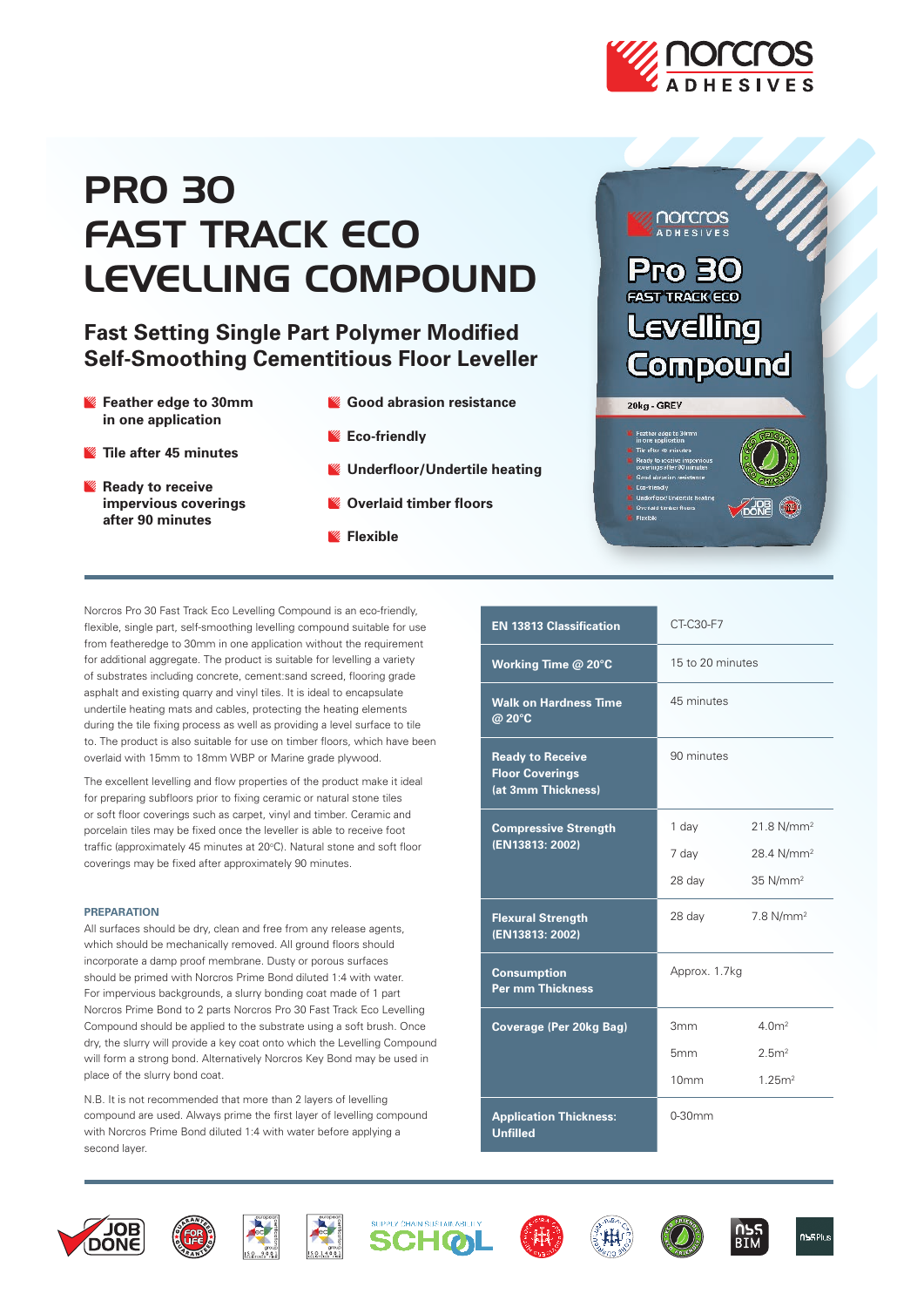# PRO 30 FAST TRACK ECO LEVELLING COMPOUND

## Fast Setting Single Part Polymer Modified Self-Smoothing Cementitious Floor Leveller

- **Feather edge to 30mm in one application**
- **Tile after 45 minutes**
- **Ready to receive impervious coverings after 90 minutes**
- **Good abrasion resistance**
- **Eco-friendly**
- **Underfloor/Undertile heating**
- **Overlaid timber floors**
- **Flexible**

Norcros Pro 30 Fast Track Eco Levelling Compound is an eco-friendly, flexible, single part, self-smoothing levelling compound suitable for use from featheredge to 30mm in one application without the requirement for additional aggregate. The product is suitable for levelling a variety of substrates including concrete, cement:sand screed, flooring grade asphalt and existing quarry and vinyl tiles. It is ideal to encapsulate undertile heating mats and cables, protecting the heating elements during the tile fixing process as well as providing a level surface to tile to. The product is also suitable for use on timber floors, which have been overlaid with 15mm to 18mm WBP or Marine grade plywood.

The excellent levelling and flow properties of the product make it ideal for preparing subfloors prior to fixing ceramic or natural stone tiles or soft floor coverings such as carpet, vinyl and timber. Ceramic and porcelain tiles may be fixed once the leveller is able to receive foot traffic (approximately 45 minutes at 20°C). Natural stone and soft floor coverings may be fixed after approximately 90 minutes.

### PREPARATION

All surfaces should be dry, clean and free from any release agents, which should be mechanically removed. All ground floors should incorporate a damp proof membrane. Dusty or porous surfaces should be primed with Norcros Prime Bond diluted 1:4 with water. For impervious backgrounds, a slurry bonding coat made of 1 part Norcros Prime Bond to 2 parts Norcros Pro 30 Fast Track Eco Levelling Compound should be applied to the substrate using a soft brush. Once dry, the slurry will provide a key coat onto which the Levelling Compound will form a strong bond. Alternatively Norcros Key Bond may be used in place of the slurry bond coat.

N.B. It is not recommended that more than 2 layers of levelling compound are used. Always prime the first layer of levelling compound with Norcros Prime Bond diluted 1:4 with water before applying a second layer.

| Property | | |
|---|---|---|
| **EN 13813 Classification** | CT-C30-F7 | |
| **Working Time @ 20°C** | 15 to 20 minutes | |
| **Walk on Hardness Time @ 20°C** | 45 minutes | |
| **Ready to Receive Floor Coverings (at 3mm Thickness)** | 90 minutes | |
| **Compressive Strength (EN13813: 2002)** | 1 day | 21.8 N/mm² |
| | 7 day | 28.4 N/mm² |
| | 28 day | 35 N/mm² |
| **Flexural Strength (EN13813: 2002)** | 28 day | 7.8 N/mm² |
| **Consumption Per mm Thickness** | Approx. 1.7kg | |
| **Coverage (Per 20kg Bag)** | 3mm | 4.0m² |
| | 5mm | 2.5m² |
| | 10mm | 1.25m² |
| **Application Thickness: Unfilled** | 0-30mm | |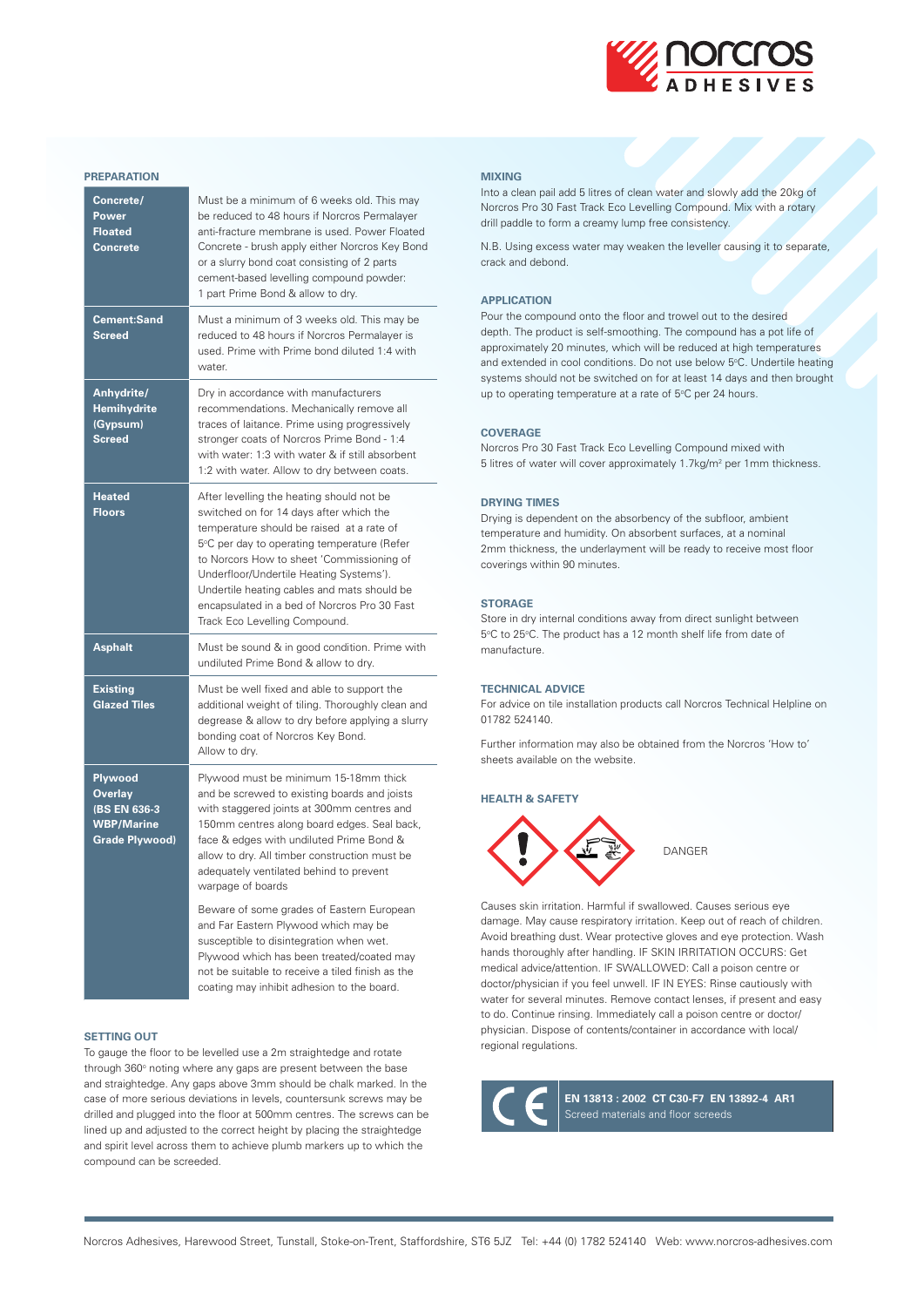## PREPARATION

| | |
|---|---|
| **Concrete/ Power Floated Concrete** | Must be a minimum of 6 weeks old. This may be reduced to 48 hours if Norcros Permalayer anti-fracture membrane is used. Power Floated Concrete - brush apply either Norcros Key Bond or a slurry bond coat consisting of 2 parts cement-based levelling compound powder: 1 part Prime Bond & allow to dry. |
| **Cement:Sand Screed** | Must a minimum of 3 weeks old. This may be reduced to 48 hours if Norcros Permalayer is used. Prime with Prime bond diluted 1:4 with water. |
| **Anhydrite/ Hemihydrite (Gypsum) Screed** | Dry in accordance with manufacturers recommendations. Mechanically remove all traces of laitance. Prime using progressively stronger coats of Norcros Prime Bond - 1:4 with water: 1:3 with water & if still absorbent 1:2 with water. Allow to dry between coats. |
| **Heated Floors** | After levelling the heating should not be switched on for 14 days after which the temperature should be raised at a rate of 5°C per day to operating temperature (Refer to Norcors How to sheet 'Commissioning of Underfloor/Undertile Heating Systems'). Undertile heating cables and mats should be encapsulated in a bed of Norcros Pro 30 Fast Track Eco Levelling Compound. |
| **Asphalt** | Must be sound & in good condition. Prime with undiluted Prime Bond & allow to dry. |
| **Existing Glazed Tiles** | Must be well fixed and able to support the additional weight of tiling. Thoroughly clean and degrease & allow to dry before applying a slurry bonding coat of Norcros Key Bond. Allow to dry. |
| **Plywood Overlay (BS EN 636-3 WBP/Marine Grade Plywood)** | Plywood must be minimum 15-18mm thick and be screwed to existing boards and joists with staggered joints at 300mm centres and 150mm centres along board edges. Seal back, face & edges with undiluted Prime Bond & allow to dry. All timber construction must be adequately ventilated behind to prevent warpage of boards<br><br>Beware of some grades of Eastern European and Far Eastern Plywood which may be susceptible to disintegration when wet. Plywood which has been treated/coated may not be suitable to receive a tiled finish as the coating may inhibit adhesion to the board. |

## SETTING OUT

To gauge the floor to be levelled use a 2m straightedge and rotate through 360° noting where any gaps are present between the base and straightedge. Any gaps above 3mm should be chalk marked. In the case of more serious deviations in levels, countersunk screws may be drilled and plugged into the floor at 500mm centres. The screws can be lined up and adjusted to the correct height by placing the straightedge and spirit level across them to achieve plumb markers up to which the compound can be screeded.

## MIXING

Into a clean pail add 5 litres of clean water and slowly add the 20kg of Norcros Pro 30 Fast Track Eco Levelling Compound. Mix with a rotary drill paddle to form a creamy lump free consistency.

N.B. Using excess water may weaken the leveller causing it to separate, crack and debond.

## APPLICATION

Pour the compound onto the floor and trowel out to the desired depth. The product is self-smoothing. The compound has a pot life of approximately 20 minutes, which will be reduced at high temperatures and extended in cool conditions. Do not use below 5°C. Undertile heating systems should not be switched on for at least 14 days and then brought up to operating temperature at a rate of 5°C per 24 hours.

## COVERAGE

Norcros Pro 30 Fast Track Eco Levelling Compound mixed with 5 litres of water will cover approximately 1.7kg/m² per 1mm thickness.

## DRYING TIMES

Drying is dependent on the absorbency of the subfloor, ambient temperature and humidity. On absorbent surfaces, at a nominal 2mm thickness, the underlayment will be ready to receive most floor coverings within 90 minutes.

## STORAGE

Store in dry internal conditions away from direct sunlight between 5°C to 25°C. The product has a 12 month shelf life from date of manufacture.

## TECHNICAL ADVICE

For advice on tile installation products call Norcros Technical Helpline on 01782 524140.

Further information may also be obtained from the Norcros 'How to' sheets available on the website.

## HEALTH & SAFETY

DANGER

Causes skin irritation. Harmful if swallowed. Causes serious eye damage. May cause respiratory irritation. Keep out of reach of children. Avoid breathing dust. Wear protective gloves and eye protection. Wash hands thoroughly after handling. IF SKIN IRRITATION OCCURS: Get medical advice/attention. IF SWALLOWED: Call a poison centre or doctor/physician if you feel unwell. IF IN EYES: Rinse cautiously with water for several minutes. Remove contact lenses, if present and easy to do. Continue rinsing. Immediately call a poison centre or doctor/physician. Dispose of contents/container in accordance with local/regional regulations.

CE **EN 13813 : 2002 CT C30-F7 EN 13892-4 AR1**
Screed materials and floor screeds

Norcros Adhesives, Harewood Street, Tunstall, Stoke-on-Trent, Staffordshire, ST6 5JZ Tel: +44 (0) 1782 524140 Web: www.norcros-adhesives.com